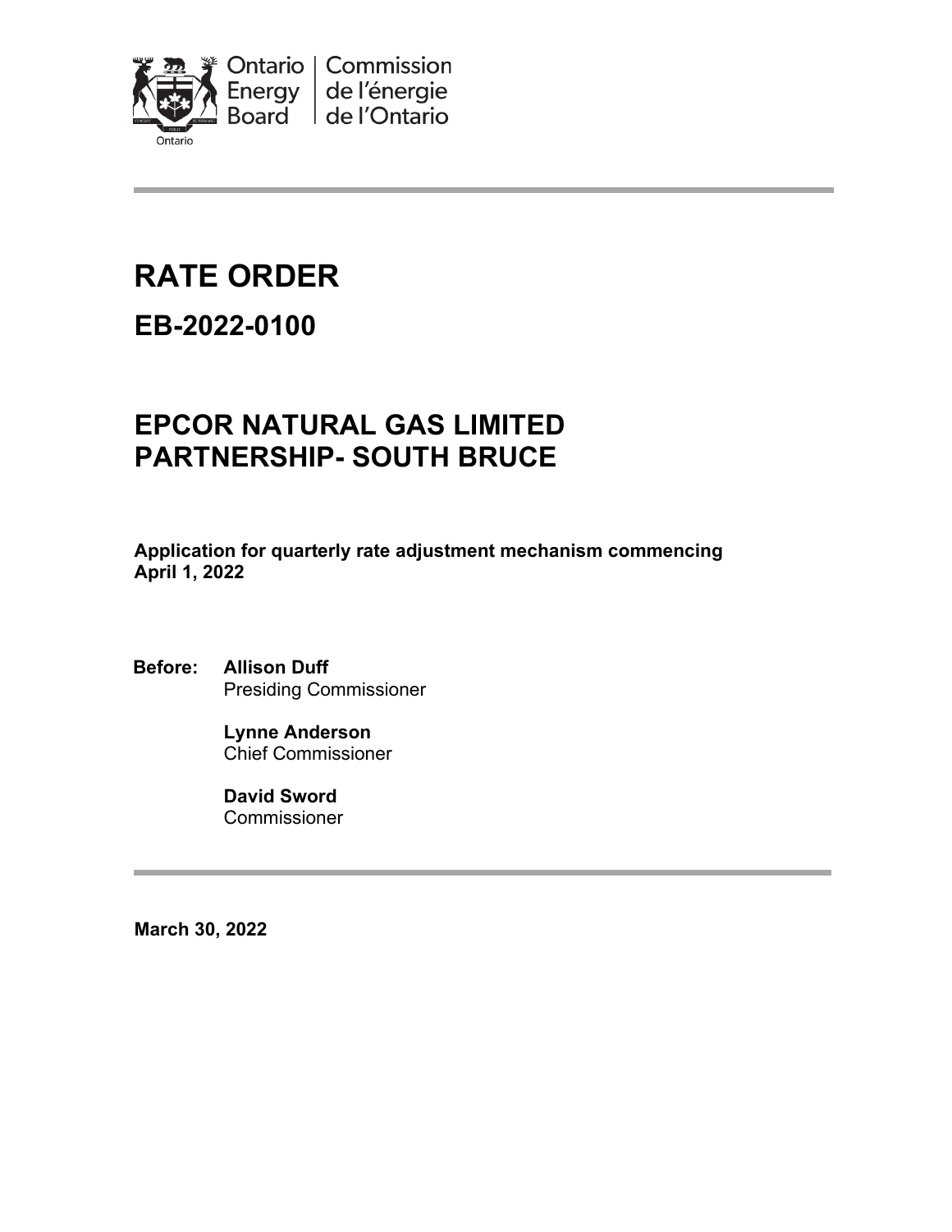Ontario Energy Board | Commission de l'énergie de l'Ontario

# RATE ORDER

## EB-2022-0100

## EPCOR NATURAL GAS LIMITED PARTNERSHIP- SOUTH BRUCE

**Application for quarterly rate adjustment mechanism commencing April 1, 2022**

**Before:** **Allison Duff**
Presiding Commissioner

**Lynne Anderson**
Chief Commissioner

**David Sword**
Commissioner

**March 30, 2022**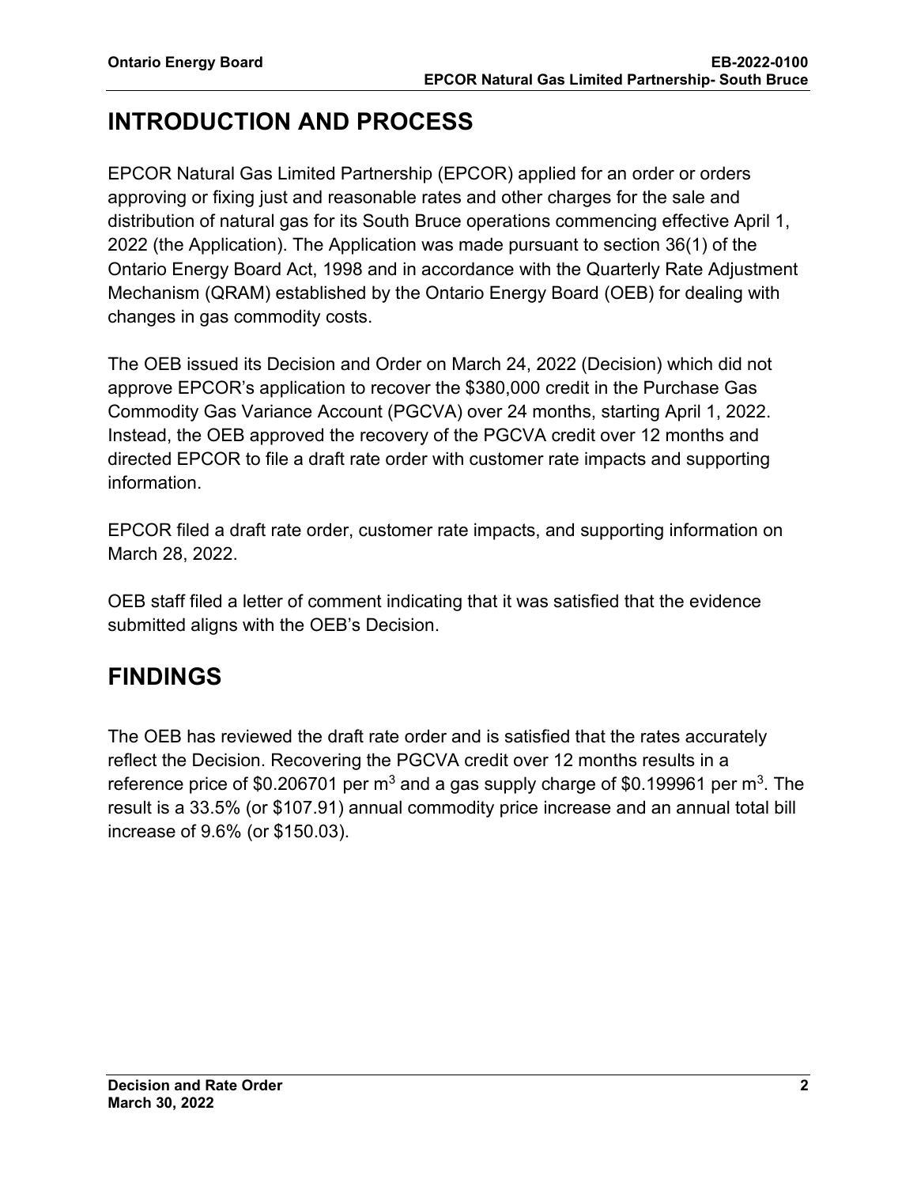# INTRODUCTION AND PROCESS

EPCOR Natural Gas Limited Partnership (EPCOR) applied for an order or orders approving or fixing just and reasonable rates and other charges for the sale and distribution of natural gas for its South Bruce operations commencing effective April 1, 2022 (the Application). The Application was made pursuant to section 36(1) of the Ontario Energy Board Act, 1998 and in accordance with the Quarterly Rate Adjustment Mechanism (QRAM) established by the Ontario Energy Board (OEB) for dealing with changes in gas commodity costs.

The OEB issued its Decision and Order on March 24, 2022 (Decision) which did not approve EPCOR's application to recover the $380,000 credit in the Purchase Gas Commodity Gas Variance Account (PGCVA) over 24 months, starting April 1, 2022. Instead, the OEB approved the recovery of the PGCVA credit over 12 months and directed EPCOR to file a draft rate order with customer rate impacts and supporting information.

EPCOR filed a draft rate order, customer rate impacts, and supporting information on March 28, 2022.

OEB staff filed a letter of comment indicating that it was satisfied that the evidence submitted aligns with the OEB's Decision.

# FINDINGS

The OEB has reviewed the draft rate order and is satisfied that the rates accurately reflect the Decision. Recovering the PGCVA credit over 12 months results in a reference price of \$0.206701 per $m^3$ and a gas supply charge of \$0.199961 per $m^3$. The result is a 33.5% (or \$107.91) annual commodity price increase and an annual total bill increase of 9.6% (or \$150.03).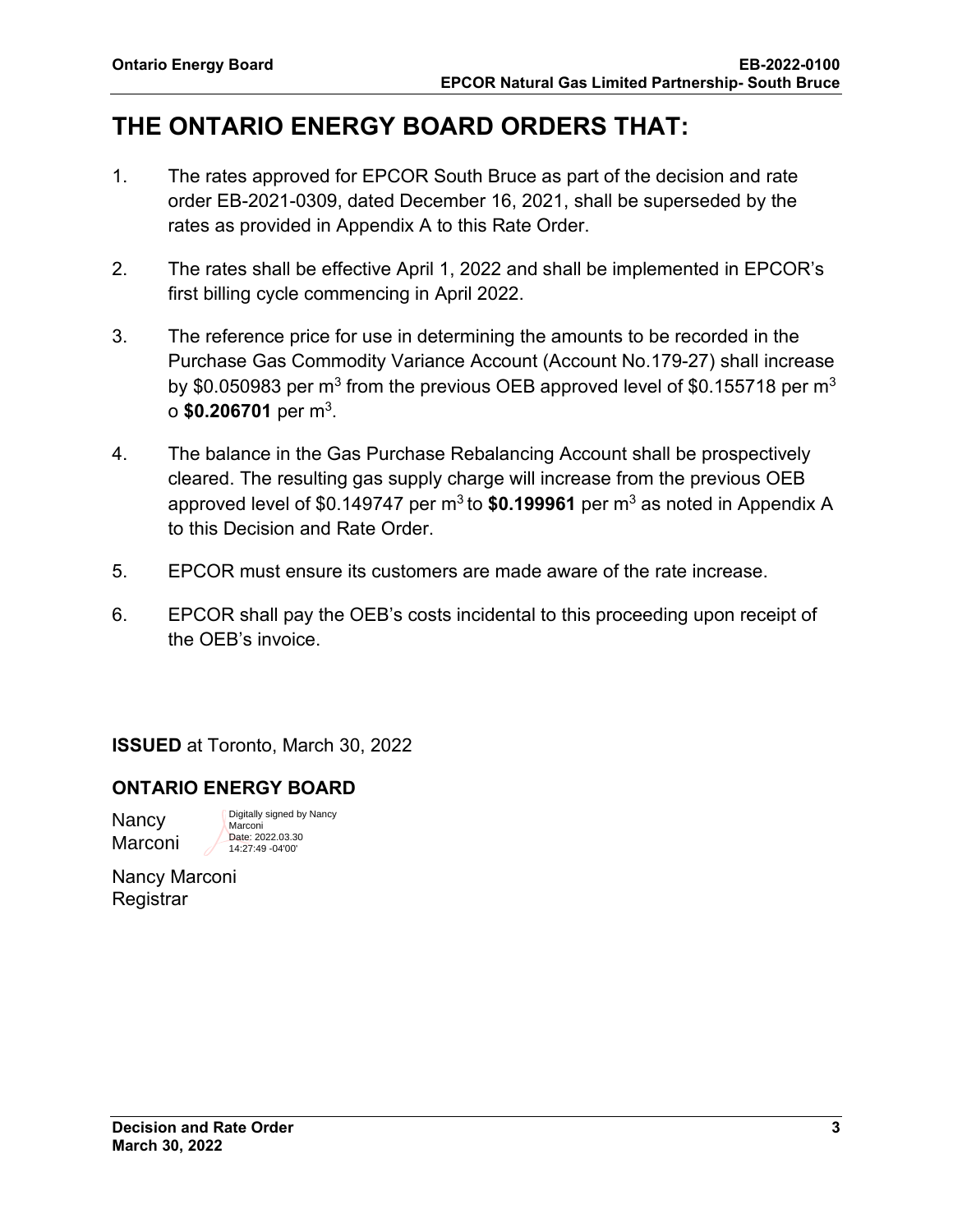# THE ONTARIO ENERGY BOARD ORDERS THAT:

1. The rates approved for EPCOR South Bruce as part of the decision and rate order EB-2021-0309, dated December 16, 2021, shall be superseded by the rates as provided in Appendix A to this Rate Order.

2. The rates shall be effective April 1, 2022 and shall be implemented in EPCOR's first billing cycle commencing in April 2022.

3. The reference price for use in determining the amounts to be recorded in the Purchase Gas Commodity Variance Account (Account No.179-27) shall increase by \$0.050983 per $m^3$ from the previous OEB approved level of \$0.155718 per $m^3$ o **\$0.206701** per $m^3$.

4. The balance in the Gas Purchase Rebalancing Account shall be prospectively cleared. The resulting gas supply charge will increase from the previous OEB approved level of \$0.149747 per $m^3$ to **\$0.199961** per $m^3$ as noted in Appendix A to this Decision and Rate Order.

5. EPCOR must ensure its customers are made aware of the rate increase.

6. EPCOR shall pay the OEB's costs incidental to this proceeding upon receipt of the OEB's invoice.

**ISSUED** at Toronto, March 30, 2022

**ONTARIO ENERGY BOARD**

Nancy Marconi

Digitally signed by Nancy Marconi
Date: 2022.03.30 14:27:49 -04'00'

Nancy Marconi
Registrar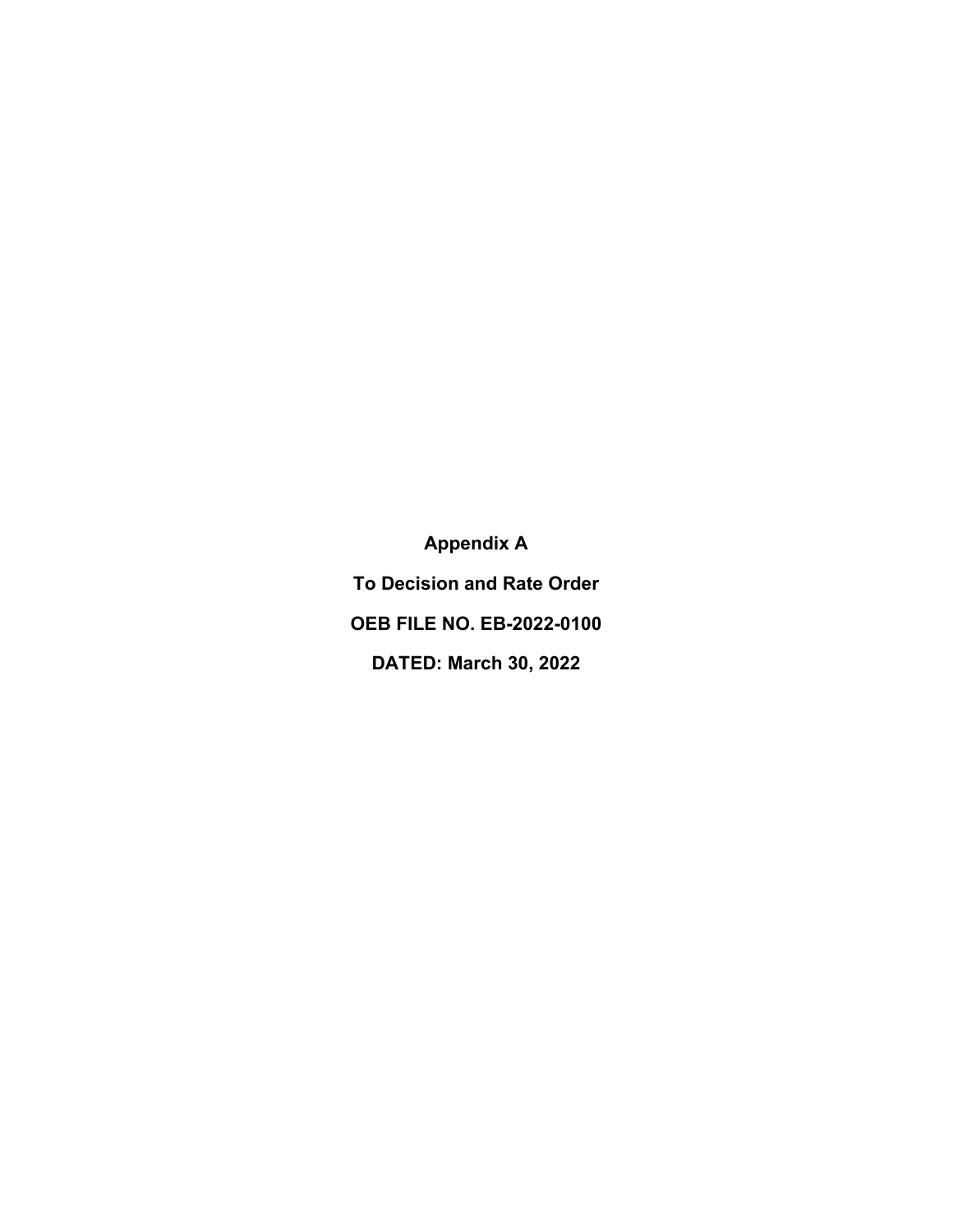**Appendix A**

**To Decision and Rate Order**

**OEB FILE NO. EB-2022-0100**

**DATED: March 30, 2022**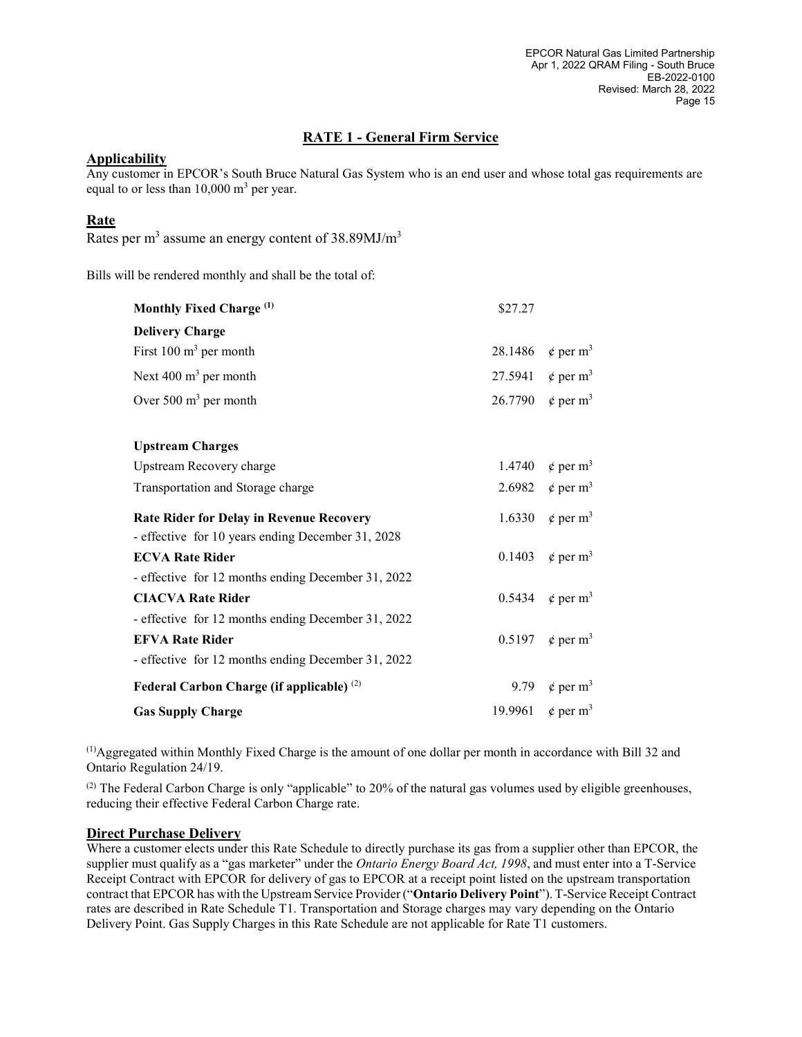## RATE 1 - General Firm Service

### Applicability

Any customer in EPCOR's South Bruce Natural Gas System who is an end user and whose total gas requirements are equal to or less than 10,000 $m^3$ per year.

### Rate

Rates per $m^3$ assume an energy content of 38.89MJ/$m^3$

Bills will be rendered monthly and shall be the total of:

| | | |
|---|---|---|
| **Monthly Fixed Charge** [(1)] | \$27.27 | |
| **Delivery Charge** | | |
| First 100 $m^3$ per month | 28.1486 | ¢ per $m^3$ |
| Next 400 $m^3$ per month | 27.5941 | ¢ per $m^3$ |
| Over 500 $m^3$ per month | 26.7790 | ¢ per $m^3$ |
| | | |
| **Upstream Charges** | | |
| Upstream Recovery charge | 1.4740 | ¢ per $m^3$ |
| Transportation and Storage charge | 2.6982 | ¢ per $m^3$ |
| **Rate Rider for Delay in Revenue Recovery** | 1.6330 | ¢ per $m^3$ |
| - effective for 10 years ending December 31, 2028 | | |
| **ECVA Rate Rider** | 0.1403 | ¢ per $m^3$ |
| - effective for 12 months ending December 31, 2022 | | |
| **CIACVA Rate Rider** | 0.5434 | ¢ per $m^3$ |
| - effective for 12 months ending December 31, 2022 | | |
| **EFVA Rate Rider** | 0.5197 | ¢ per $m^3$ |
| - effective for 12 months ending December 31, 2022 | | |
| **Federal Carbon Charge (if applicable)** [(2)] | 9.79 | ¢ per $m^3$ |
| **Gas Supply Charge** | 19.9961 | ¢ per $m^3$ |

[(1)] Aggregated within Monthly Fixed Charge is the amount of one dollar per month in accordance with Bill 32 and Ontario Regulation 24/19.

[(2)] The Federal Carbon Charge is only "applicable" to 20% of the natural gas volumes used by eligible greenhouses, reducing their effective Federal Carbon Charge rate.

### Direct Purchase Delivery

Where a customer elects under this Rate Schedule to directly purchase its gas from a supplier other than EPCOR, the supplier must qualify as a "gas marketer" under the *Ontario Energy Board Act, 1998*, and must enter into a T-Service Receipt Contract with EPCOR for delivery of gas to EPCOR at a receipt point listed on the upstream transportation contract that EPCOR has with the Upstream Service Provider ("**Ontario Delivery Point**"). T-Service Receipt Contract rates are described in Rate Schedule T1. Transportation and Storage charges may vary depending on the Ontario Delivery Point. Gas Supply Charges in this Rate Schedule are not applicable for Rate T1 customers.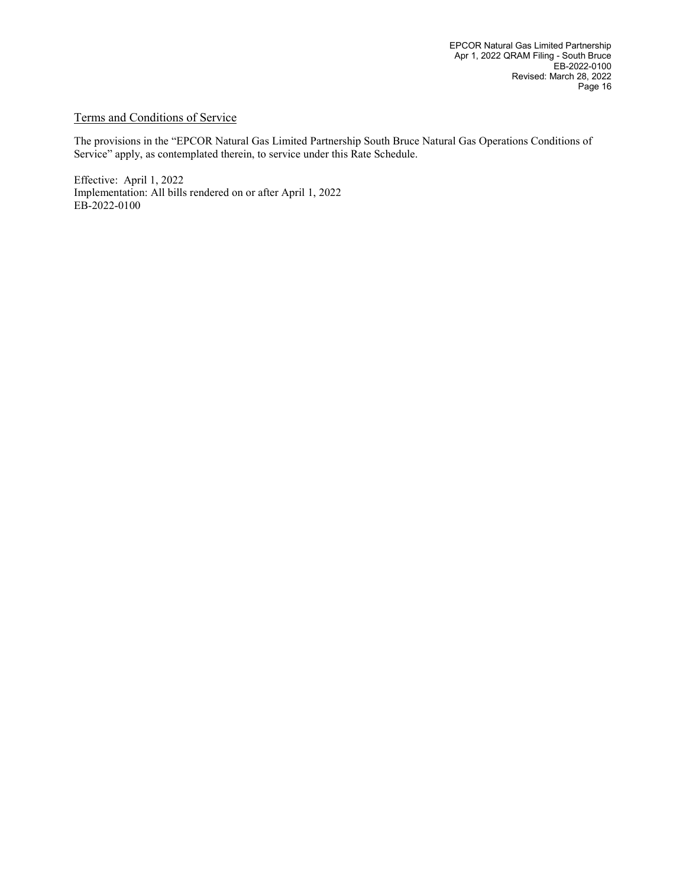## Terms and Conditions of Service

The provisions in the "EPCOR Natural Gas Limited Partnership South Bruce Natural Gas Operations Conditions of Service" apply, as contemplated therein, to service under this Rate Schedule.

Effective: April 1, 2022
Implementation: All bills rendered on or after April 1, 2022
EB-2022-0100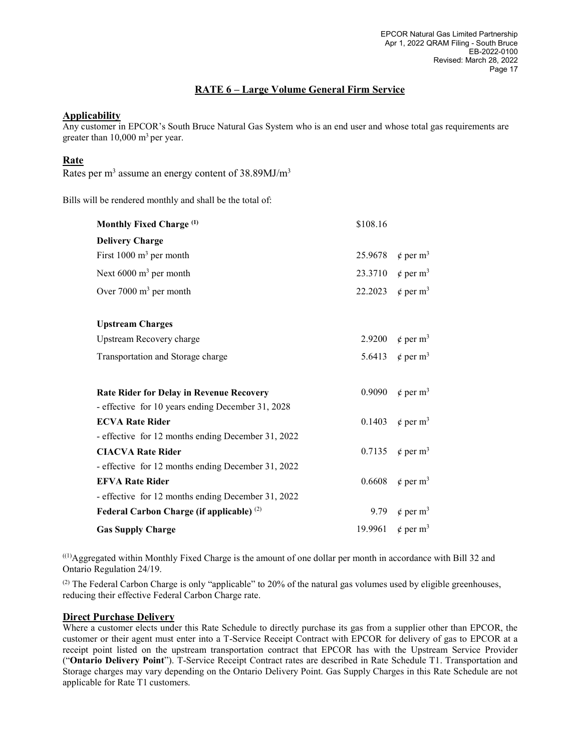## RATE 6 – Large Volume General Firm Service

### Applicability

Any customer in EPCOR's South Bruce Natural Gas System who is an end user and whose total gas requirements are greater than 10,000 $m^3$ per year.

### Rate

Rates per $m^3$ assume an energy content of 38.89MJ/$m^3$

Bills will be rendered monthly and shall be the total of:

| | | |
|---|---|---|
| **Monthly Fixed Charge** [(1)] | $108.16 | |
| **Delivery Charge** | | |
| First 1000 $m^3$ per month | 25.9678 | ¢ per $m^3$ |
| Next 6000 $m^3$ per month | 23.3710 | ¢ per $m^3$ |
| Over 7000 $m^3$ per month | 22.2023 | ¢ per $m^3$ |
| **Upstream Charges** | | |
| Upstream Recovery charge | 2.9200 | ¢ per $m^3$ |
| Transportation and Storage charge | 5.6413 | ¢ per $m^3$ |
| **Rate Rider for Delay in Revenue Recovery** | 0.9090 | ¢ per $m^3$ |
| - effective for 10 years ending December 31, 2028 | | |
| **ECVA Rate Rider** | 0.1403 | ¢ per $m^3$ |
| - effective for 12 months ending December 31, 2022 | | |
| **CIACVA Rate Rider** | 0.7135 | ¢ per $m^3$ |
| - effective for 12 months ending December 31, 2022 | | |
| **EFVA Rate Rider** | 0.6608 | ¢ per $m^3$ |
| - effective for 12 months ending December 31, 2022 | | |
| **Federal Carbon Charge (if applicable)** [(2)] | 9.79 | ¢ per $m^3$ |
| **Gas Supply Charge** | 19.9961 | ¢ per $m^3$ |

[(1)] Aggregated within Monthly Fixed Charge is the amount of one dollar per month in accordance with Bill 32 and Ontario Regulation 24/19.

[(2)] The Federal Carbon Charge is only "applicable" to 20% of the natural gas volumes used by eligible greenhouses, reducing their effective Federal Carbon Charge rate.

### Direct Purchase Delivery

Where a customer elects under this Rate Schedule to directly purchase its gas from a supplier other than EPCOR, the customer or their agent must enter into a T-Service Receipt Contract with EPCOR for delivery of gas to EPCOR at a receipt point listed on the upstream transportation contract that EPCOR has with the Upstream Service Provider ("**Ontario Delivery Point**"). T-Service Receipt Contract rates are described in Rate Schedule T1. Transportation and Storage charges may vary depending on the Ontario Delivery Point. Gas Supply Charges in this Rate Schedule are not applicable for Rate T1 customers.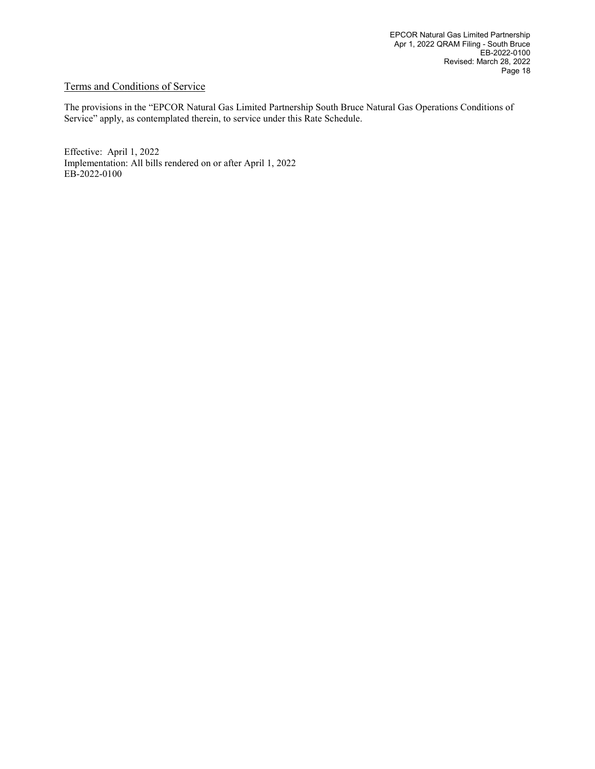## Terms and Conditions of Service

The provisions in the "EPCOR Natural Gas Limited Partnership South Bruce Natural Gas Operations Conditions of Service" apply, as contemplated therein, to service under this Rate Schedule.

Effective: April 1, 2022
Implementation: All bills rendered on or after April 1, 2022
EB-2022-0100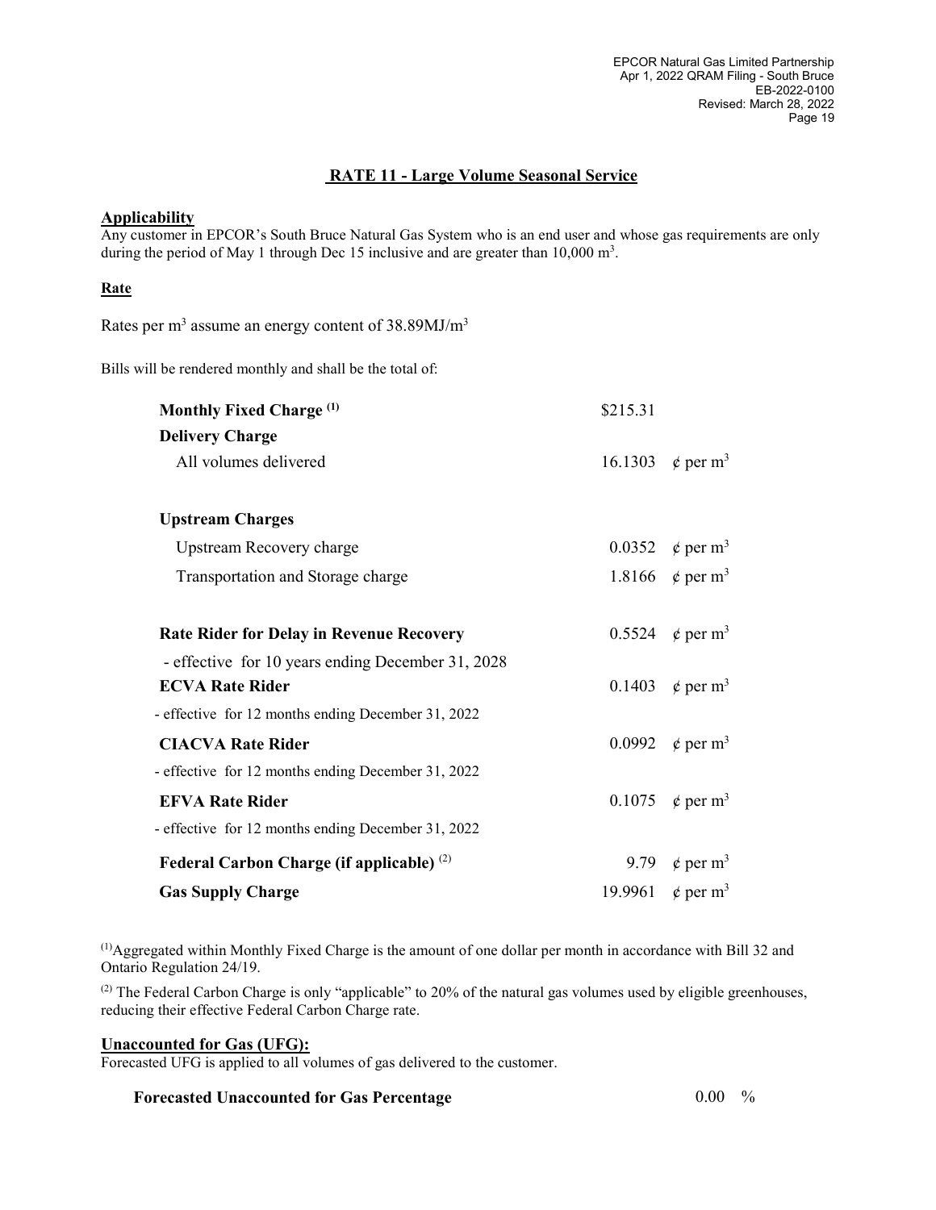## RATE 11 - Large Volume Seasonal Service

**Applicability**

Any customer in EPCOR's South Bruce Natural Gas System who is an end user and whose gas requirements are only during the period of May 1 through Dec 15 inclusive and are greater than 10,000 $m^3$.

**Rate**

Rates per $m^3$ assume an energy content of 38.89MJ/$m^3$

Bills will be rendered monthly and shall be the total of:

| | | |
|---|---|---|
| **Monthly Fixed Charge** [(1)] | \$215.31 | |
| **Delivery Charge** | | |
| All volumes delivered | 16.1303 | ¢ per $m^3$ |
| **Upstream Charges** | | |
| Upstream Recovery charge | 0.0352 | ¢ per $m^3$ |
| Transportation and Storage charge | 1.8166 | ¢ per $m^3$ |
| **Rate Rider for Delay in Revenue Recovery** | 0.5524 | ¢ per $m^3$ |
| - effective for 10 years ending December 31, 2028 | | |
| **ECVA Rate Rider** | 0.1403 | ¢ per $m^3$ |
| - effective for 12 months ending December 31, 2022 | | |
| **CIACVA Rate Rider** | 0.0992 | ¢ per $m^3$ |
| - effective for 12 months ending December 31, 2022 | | |
| **EFVA Rate Rider** | 0.1075 | ¢ per $m^3$ |
| - effective for 12 months ending December 31, 2022 | | |
| **Federal Carbon Charge (if applicable)** [(2)] | 9.79 | ¢ per $m^3$ |
| **Gas Supply Charge** | 19.9961 | ¢ per $m^3$ |

[(1)] Aggregated within Monthly Fixed Charge is the amount of one dollar per month in accordance with Bill 32 and Ontario Regulation 24/19.

[(2)] The Federal Carbon Charge is only "applicable" to 20% of the natural gas volumes used by eligible greenhouses, reducing their effective Federal Carbon Charge rate.

**Unaccounted for Gas (UFG):**

Forecasted UFG is applied to all volumes of gas delivered to the customer.

**Forecasted Unaccounted for Gas Percentage** 0.00 %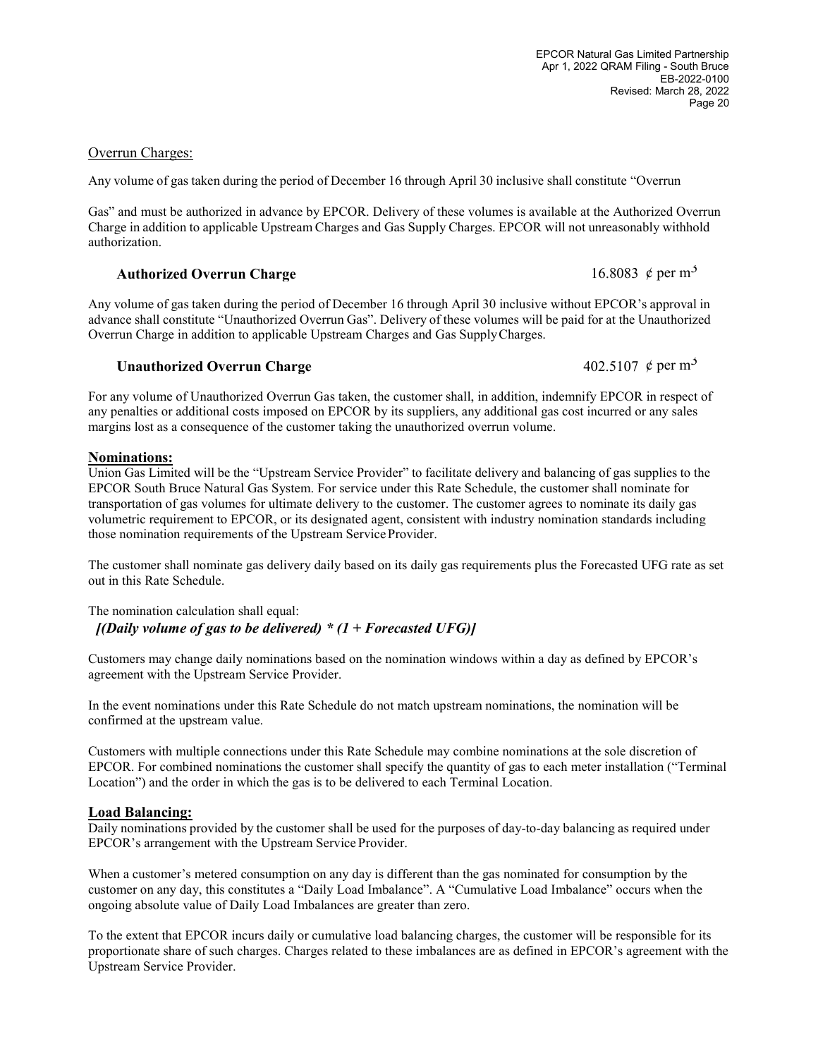Overrun Charges:

Any volume of gas taken during the period of December 16 through April 30 inclusive shall constitute "Overrun

Gas" and must be authorized in advance by EPCOR. Delivery of these volumes is available at the Authorized Overrun Charge in addition to applicable Upstream Charges and Gas Supply Charges. EPCOR will not unreasonably withhold authorization.

**Authorized Overrun Charge** 16.8083 ¢ per $m^3$

Any volume of gas taken during the period of December 16 through April 30 inclusive without EPCOR's approval in advance shall constitute "Unauthorized Overrun Gas". Delivery of these volumes will be paid for at the Unauthorized Overrun Charge in addition to applicable Upstream Charges and Gas Supply Charges.

**Unauthorized Overrun Charge** 402.5107 ¢ per $m^3$

For any volume of Unauthorized Overrun Gas taken, the customer shall, in addition, indemnify EPCOR in respect of any penalties or additional costs imposed on EPCOR by its suppliers, any additional gas cost incurred or any sales margins lost as a consequence of the customer taking the unauthorized overrun volume.

**Nominations:**

Union Gas Limited will be the "Upstream Service Provider" to facilitate delivery and balancing of gas supplies to the EPCOR South Bruce Natural Gas System. For service under this Rate Schedule, the customer shall nominate for transportation of gas volumes for ultimate delivery to the customer. The customer agrees to nominate its daily gas volumetric requirement to EPCOR, or its designated agent, consistent with industry nomination standards including those nomination requirements of the Upstream Service Provider.

The customer shall nominate gas delivery daily based on its daily gas requirements plus the Forecasted UFG rate as set out in this Rate Schedule.

The nomination calculation shall equal:

***[(Daily volume of gas to be delivered) * (1 + Forecasted UFG)]***

Customers may change daily nominations based on the nomination windows within a day as defined by EPCOR's agreement with the Upstream Service Provider.

In the event nominations under this Rate Schedule do not match upstream nominations, the nomination will be confirmed at the upstream value.

Customers with multiple connections under this Rate Schedule may combine nominations at the sole discretion of EPCOR. For combined nominations the customer shall specify the quantity of gas to each meter installation ("Terminal Location") and the order in which the gas is to be delivered to each Terminal Location.

**Load Balancing:**

Daily nominations provided by the customer shall be used for the purposes of day-to-day balancing as required under EPCOR's arrangement with the Upstream Service Provider.

When a customer's metered consumption on any day is different than the gas nominated for consumption by the customer on any day, this constitutes a "Daily Load Imbalance". A "Cumulative Load Imbalance" occurs when the ongoing absolute value of Daily Load Imbalances are greater than zero.

To the extent that EPCOR incurs daily or cumulative load balancing charges, the customer will be responsible for its proportionate share of such charges. Charges related to these imbalances are as defined in EPCOR's agreement with the Upstream Service Provider.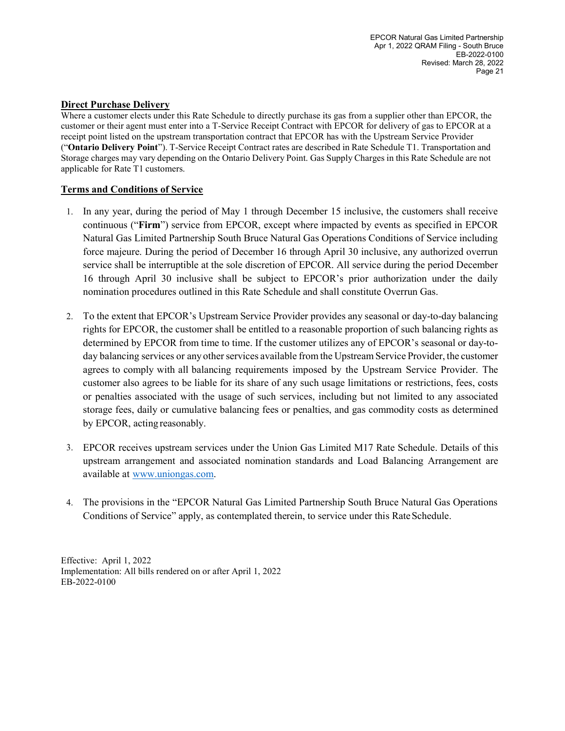**Direct Purchase Delivery**

Where a customer elects under this Rate Schedule to directly purchase its gas from a supplier other than EPCOR, the customer or their agent must enter into a T-Service Receipt Contract with EPCOR for delivery of gas to EPCOR at a receipt point listed on the upstream transportation contract that EPCOR has with the Upstream Service Provider ("**Ontario Delivery Point**"). T-Service Receipt Contract rates are described in Rate Schedule T1. Transportation and Storage charges may vary depending on the Ontario Delivery Point. Gas Supply Charges in this Rate Schedule are not applicable for Rate T1 customers.

**Terms and Conditions of Service**

1. In any year, during the period of May 1 through December 15 inclusive, the customers shall receive continuous ("**Firm**") service from EPCOR, except where impacted by events as specified in EPCOR Natural Gas Limited Partnership South Bruce Natural Gas Operations Conditions of Service including force majeure. During the period of December 16 through April 30 inclusive, any authorized overrun service shall be interruptible at the sole discretion of EPCOR. All service during the period December 16 through April 30 inclusive shall be subject to EPCOR's prior authorization under the daily nomination procedures outlined in this Rate Schedule and shall constitute Overrun Gas.

2. To the extent that EPCOR's Upstream Service Provider provides any seasonal or day-to-day balancing rights for EPCOR, the customer shall be entitled to a reasonable proportion of such balancing rights as determined by EPCOR from time to time. If the customer utilizes any of EPCOR's seasonal or day-to-day balancing services or any other services available from the Upstream Service Provider, the customer agrees to comply with all balancing requirements imposed by the Upstream Service Provider. The customer also agrees to be liable for its share of any such usage limitations or restrictions, fees, costs or penalties associated with the usage of such services, including but not limited to any associated storage fees, daily or cumulative balancing fees or penalties, and gas commodity costs as determined by EPCOR, acting reasonably.

3. EPCOR receives upstream services under the Union Gas Limited M17 Rate Schedule. Details of this upstream arrangement and associated nomination standards and Load Balancing Arrangement are available at www.uniongas.com.

4. The provisions in the "EPCOR Natural Gas Limited Partnership South Bruce Natural Gas Operations Conditions of Service" apply, as contemplated therein, to service under this Rate Schedule.

Effective: April 1, 2022
Implementation: All bills rendered on or after April 1, 2022
EB-2022-0100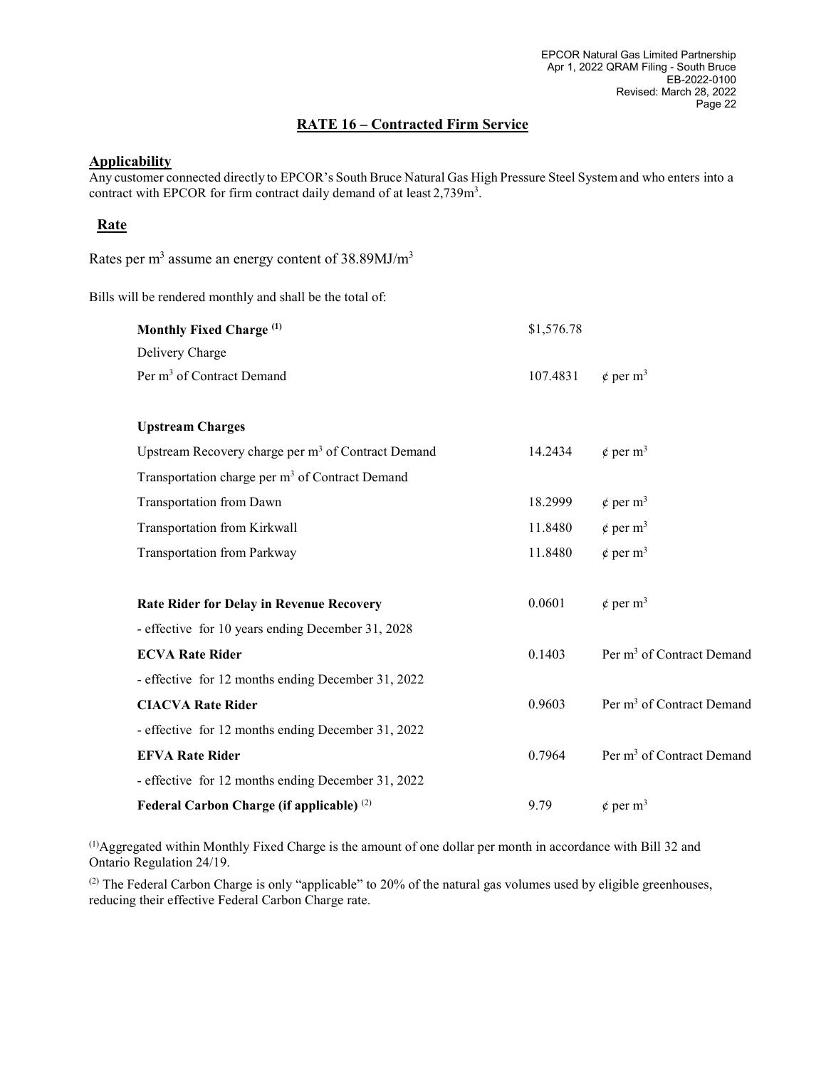## RATE 16 – Contracted Firm Service

### Applicability

Any customer connected directly to EPCOR's South Bruce Natural Gas High Pressure Steel System and who enters into a contract with EPCOR for firm contract daily demand of at least 2,739m$^3$.

### Rate

Rates per m$^3$ assume an energy content of 38.89MJ/m$^3$

Bills will be rendered monthly and shall be the total of:

| | | |
|---|---|---|
| **Monthly Fixed Charge** [1] | \$1,576.78 | |
| Delivery Charge | | |
| Per m$^3$ of Contract Demand | 107.4831 | ¢ per m$^3$ |
| | | |
| **Upstream Charges** | | |
| Upstream Recovery charge per m$^3$ of Contract Demand | 14.2434 | ¢ per m$^3$ |
| Transportation charge per m$^3$ of Contract Demand | | |
| Transportation from Dawn | 18.2999 | ¢ per m$^3$ |
| Transportation from Kirkwall | 11.8480 | ¢ per m$^3$ |
| Transportation from Parkway | 11.8480 | ¢ per m$^3$ |
| | | |
| **Rate Rider for Delay in Revenue Recovery** | 0.0601 | ¢ per m$^3$ |
| - effective for 10 years ending December 31, 2028 | | |
| **ECVA Rate Rider** | 0.1403 | Per m$^3$ of Contract Demand |
| - effective for 12 months ending December 31, 2022 | | |
| **CIACVA Rate Rider** | 0.9603 | Per m$^3$ of Contract Demand |
| - effective for 12 months ending December 31, 2022 | | |
| **EFVA Rate Rider** | 0.7964 | Per m$^3$ of Contract Demand |
| - effective for 12 months ending December 31, 2022 | | |
| **Federal Carbon Charge (if applicable)** [2] | 9.79 | ¢ per m$^3$ |

[1] Aggregated within Monthly Fixed Charge is the amount of one dollar per month in accordance with Bill 32 and Ontario Regulation 24/19.

[2] The Federal Carbon Charge is only "applicable" to 20% of the natural gas volumes used by eligible greenhouses, reducing their effective Federal Carbon Charge rate.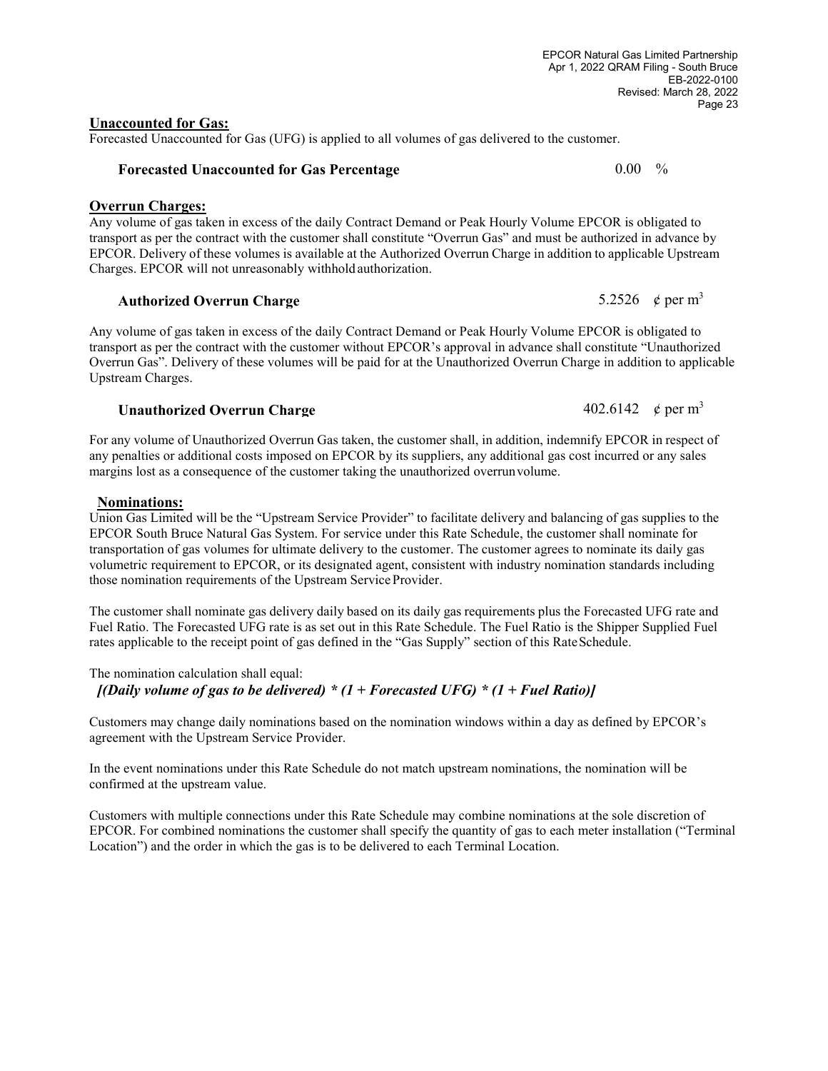**Unaccounted for Gas:**

Forecasted Unaccounted for Gas (UFG) is applied to all volumes of gas delivered to the customer.

**Forecasted Unaccounted for Gas Percentage** 0.00 %

**Overrun Charges:**

Any volume of gas taken in excess of the daily Contract Demand or Peak Hourly Volume EPCOR is obligated to transport as per the contract with the customer shall constitute "Overrun Gas" and must be authorized in advance by EPCOR. Delivery of these volumes is available at the Authorized Overrun Charge in addition to applicable Upstream Charges. EPCOR will not unreasonably withhold authorization.

**Authorized Overrun Charge** 5.2526 ¢ per $m^3$

Any volume of gas taken in excess of the daily Contract Demand or Peak Hourly Volume EPCOR is obligated to transport as per the contract with the customer without EPCOR's approval in advance shall constitute "Unauthorized Overrun Gas". Delivery of these volumes will be paid for at the Unauthorized Overrun Charge in addition to applicable Upstream Charges.

**Unauthorized Overrun Charge** 402.6142 ¢ per $m^3$

For any volume of Unauthorized Overrun Gas taken, the customer shall, in addition, indemnify EPCOR in respect of any penalties or additional costs imposed on EPCOR by its suppliers, any additional gas cost incurred or any sales margins lost as a consequence of the customer taking the unauthorized overrun volume.

**Nominations:**

Union Gas Limited will be the "Upstream Service Provider" to facilitate delivery and balancing of gas supplies to the EPCOR South Bruce Natural Gas System. For service under this Rate Schedule, the customer shall nominate for transportation of gas volumes for ultimate delivery to the customer. The customer agrees to nominate its daily gas volumetric requirement to EPCOR, or its designated agent, consistent with industry nomination standards including those nomination requirements of the Upstream Service Provider.

The customer shall nominate gas delivery daily based on its daily gas requirements plus the Forecasted UFG rate and Fuel Ratio. The Forecasted UFG rate is as set out in this Rate Schedule. The Fuel Ratio is the Shipper Supplied Fuel rates applicable to the receipt point of gas defined in the "Gas Supply" section of this Rate Schedule.

The nomination calculation shall equal:

***[(Daily volume of gas to be delivered) * (1 + Forecasted UFG) * (1 + Fuel Ratio)]***

Customers may change daily nominations based on the nomination windows within a day as defined by EPCOR's agreement with the Upstream Service Provider.

In the event nominations under this Rate Schedule do not match upstream nominations, the nomination will be confirmed at the upstream value.

Customers with multiple connections under this Rate Schedule may combine nominations at the sole discretion of EPCOR. For combined nominations the customer shall specify the quantity of gas to each meter installation ("Terminal Location") and the order in which the gas is to be delivered to each Terminal Location.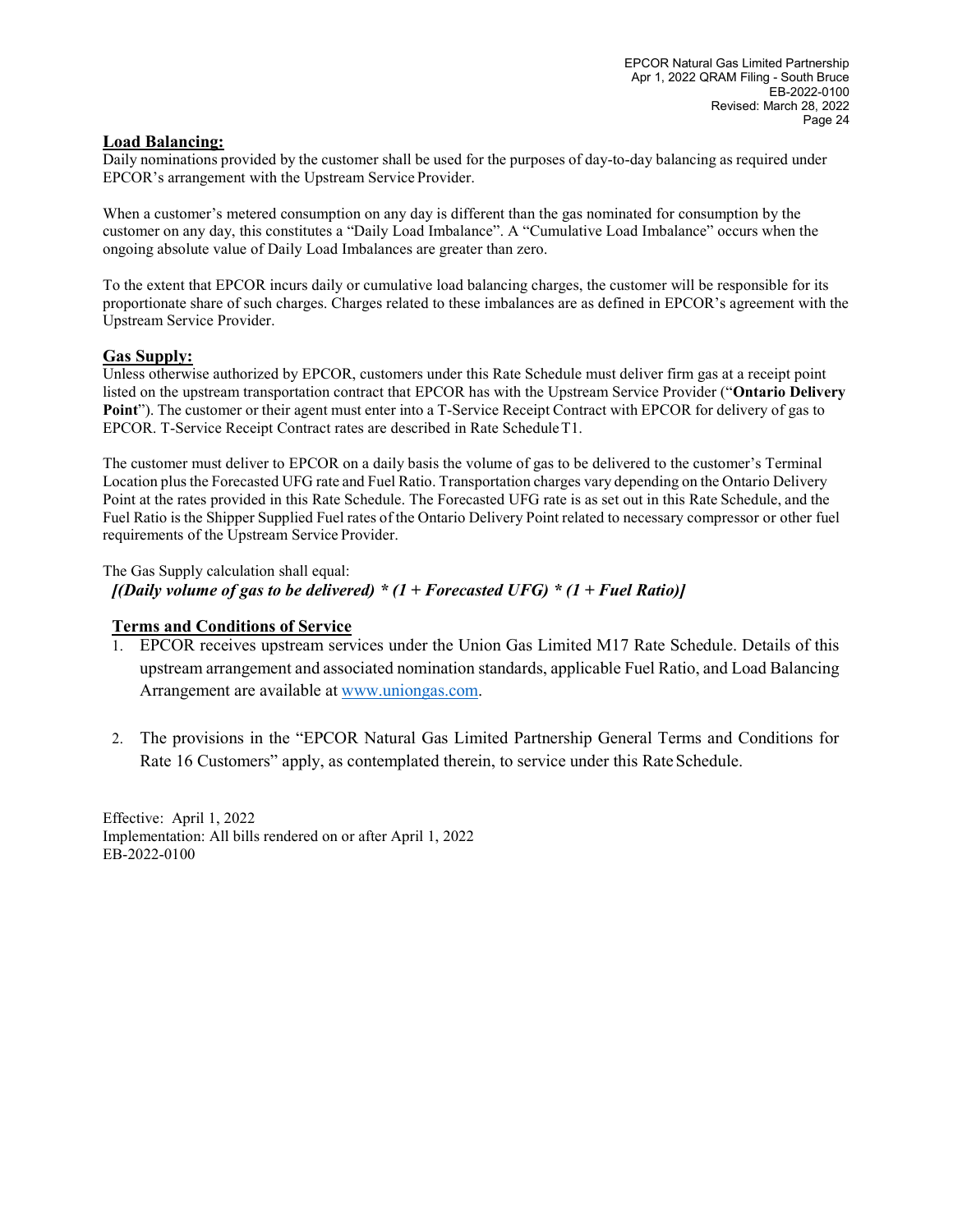## Load Balancing:

Daily nominations provided by the customer shall be used for the purposes of day-to-day balancing as required under EPCOR's arrangement with the Upstream Service Provider.

When a customer's metered consumption on any day is different than the gas nominated for consumption by the customer on any day, this constitutes a "Daily Load Imbalance". A "Cumulative Load Imbalance" occurs when the ongoing absolute value of Daily Load Imbalances are greater than zero.

To the extent that EPCOR incurs daily or cumulative load balancing charges, the customer will be responsible for its proportionate share of such charges. Charges related to these imbalances are as defined in EPCOR's agreement with the Upstream Service Provider.

## Gas Supply:

Unless otherwise authorized by EPCOR, customers under this Rate Schedule must deliver firm gas at a receipt point listed on the upstream transportation contract that EPCOR has with the Upstream Service Provider ("**Ontario Delivery Point**"). The customer or their agent must enter into a T-Service Receipt Contract with EPCOR for delivery of gas to EPCOR. T-Service Receipt Contract rates are described in Rate Schedule T1.

The customer must deliver to EPCOR on a daily basis the volume of gas to be delivered to the customer's Terminal Location plus the Forecasted UFG rate and Fuel Ratio. Transportation charges vary depending on the Ontario Delivery Point at the rates provided in this Rate Schedule. The Forecasted UFG rate is as set out in this Rate Schedule, and the Fuel Ratio is the Shipper Supplied Fuel rates of the Ontario Delivery Point related to necessary compressor or other fuel requirements of the Upstream Service Provider.

The Gas Supply calculation shall equal:

***[(Daily volume of gas to be delivered) * (1 + Forecasted UFG) * (1 + Fuel Ratio)]***

## Terms and Conditions of Service

1. EPCOR receives upstream services under the Union Gas Limited M17 Rate Schedule. Details of this upstream arrangement and associated nomination standards, applicable Fuel Ratio, and Load Balancing Arrangement are available at www.uniongas.com.

2. The provisions in the "EPCOR Natural Gas Limited Partnership General Terms and Conditions for Rate 16 Customers" apply, as contemplated therein, to service under this Rate Schedule.

Effective: April 1, 2022
Implementation: All bills rendered on or after April 1, 2022
EB-2022-0100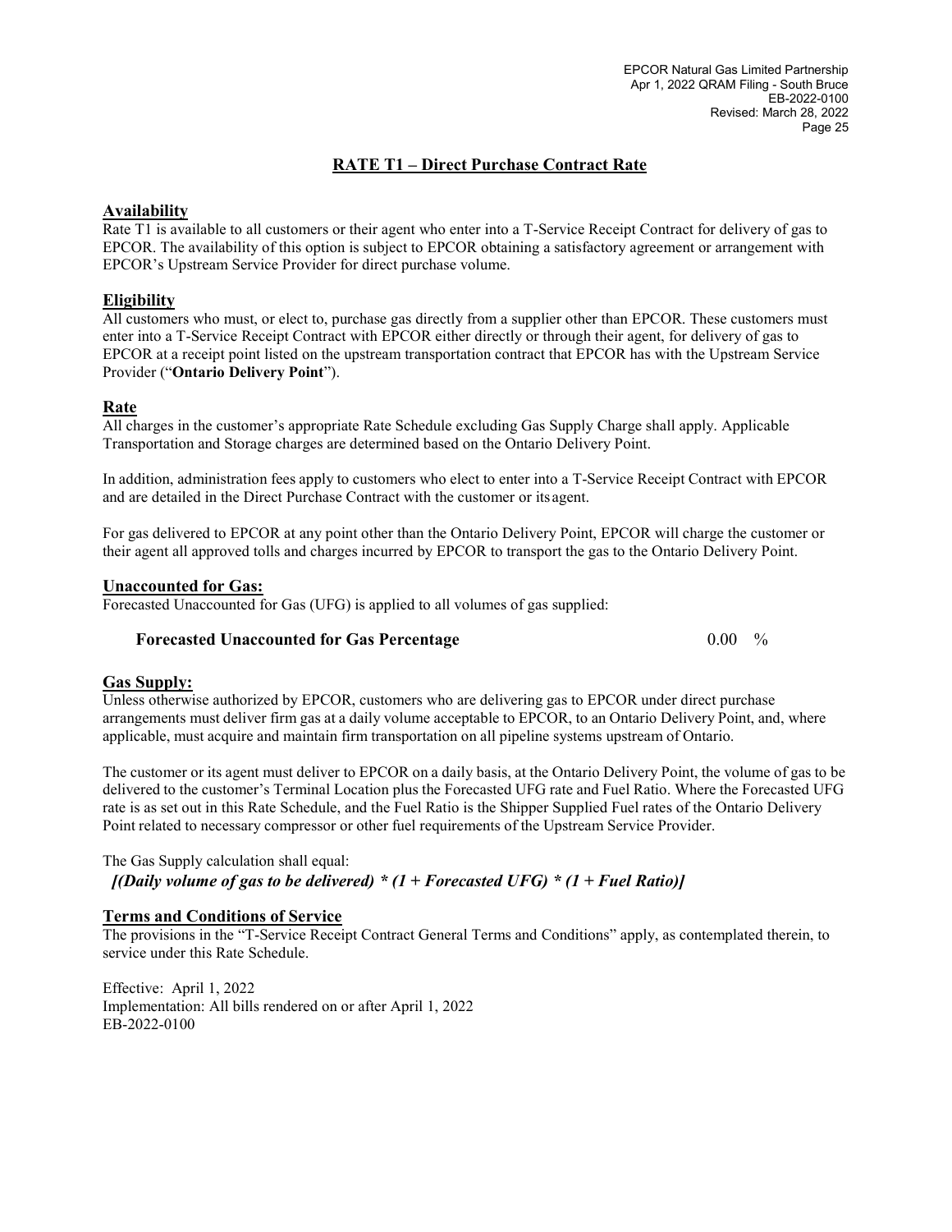## RATE T1 – Direct Purchase Contract Rate

### Availability

Rate T1 is available to all customers or their agent who enter into a T-Service Receipt Contract for delivery of gas to EPCOR. The availability of this option is subject to EPCOR obtaining a satisfactory agreement or arrangement with EPCOR's Upstream Service Provider for direct purchase volume.

### Eligibility

All customers who must, or elect to, purchase gas directly from a supplier other than EPCOR. These customers must enter into a T-Service Receipt Contract with EPCOR either directly or through their agent, for delivery of gas to EPCOR at a receipt point listed on the upstream transportation contract that EPCOR has with the Upstream Service Provider ("**Ontario Delivery Point**").

### Rate

All charges in the customer's appropriate Rate Schedule excluding Gas Supply Charge shall apply. Applicable Transportation and Storage charges are determined based on the Ontario Delivery Point.

In addition, administration fees apply to customers who elect to enter into a T-Service Receipt Contract with EPCOR and are detailed in the Direct Purchase Contract with the customer or its agent.

For gas delivered to EPCOR at any point other than the Ontario Delivery Point, EPCOR will charge the customer or their agent all approved tolls and charges incurred by EPCOR to transport the gas to the Ontario Delivery Point.

### Unaccounted for Gas:

Forecasted Unaccounted for Gas (UFG) is applied to all volumes of gas supplied:

| | | |
|---|---|---|
| **Forecasted Unaccounted for Gas Percentage** | 0.00 | % |

### Gas Supply:

Unless otherwise authorized by EPCOR, customers who are delivering gas to EPCOR under direct purchase arrangements must deliver firm gas at a daily volume acceptable to EPCOR, to an Ontario Delivery Point, and, where applicable, must acquire and maintain firm transportation on all pipeline systems upstream of Ontario.

The customer or its agent must deliver to EPCOR on a daily basis, at the Ontario Delivery Point, the volume of gas to be delivered to the customer's Terminal Location plus the Forecasted UFG rate and Fuel Ratio. Where the Forecasted UFG rate is as set out in this Rate Schedule, and the Fuel Ratio is the Shipper Supplied Fuel rates of the Ontario Delivery Point related to necessary compressor or other fuel requirements of the Upstream Service Provider.

The Gas Supply calculation shall equal:

***[(Daily volume of gas to be delivered) * (1 + Forecasted UFG) * (1 + Fuel Ratio)]***

### Terms and Conditions of Service

The provisions in the "T-Service Receipt Contract General Terms and Conditions" apply, as contemplated therein, to service under this Rate Schedule.

Effective: April 1, 2022
Implementation: All bills rendered on or after April 1, 2022
EB-2022-0100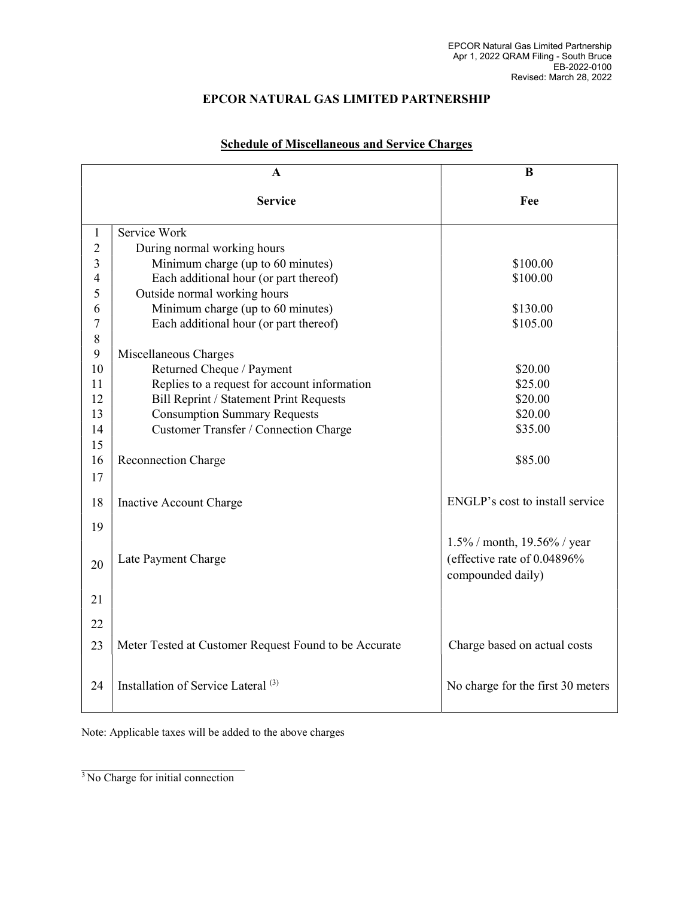EPCOR Natural Gas Limited Partnership
Apr 1, 2022 QRAM Filing - South Bruce
EB-2022-0100
Revised: March 28, 2022

**EPCOR NATURAL GAS LIMITED PARTNERSHIP**

**Schedule of Miscellaneous and Service Charges**

| | A<br>Service | B<br>Fee |
|---|---|---|
| 1 | Service Work | |
| 2 | During normal working hours | |
| 3 | Minimum charge (up to 60 minutes) | \$100.00 |
| 4 | Each additional hour (or part thereof) | \$100.00 |
| 5 | Outside normal working hours | |
| 6 | Minimum charge (up to 60 minutes) | \$130.00 |
| 7 | Each additional hour (or part thereof) | \$105.00 |
| 8 | | |
| 9 | Miscellaneous Charges | |
| 10 | Returned Cheque / Payment | \$20.00 |
| 11 | Replies to a request for account information | \$25.00 |
| 12 | Bill Reprint / Statement Print Requests | \$20.00 |
| 13 | Consumption Summary Requests | \$20.00 |
| 14 | Customer Transfer / Connection Charge | \$35.00 |
| 15 | | |
| 16 | Reconnection Charge | \$85.00 |
| 17 | | |
| 18 | Inactive Account Charge | ENGLP's cost to install service |
| 19 | | |
| 20 | Late Payment Charge | 1.5% / month, 19.56% / year (effective rate of 0.04896% compounded daily) |
| 21 | | |
| 22 | | |
| 23 | Meter Tested at Customer Request Found to be Accurate | Charge based on actual costs |
| 24 | Installation of Service Lateral [3] | No charge for the first 30 meters |

Note: Applicable taxes will be added to the above charges

[3] No Charge for initial connection